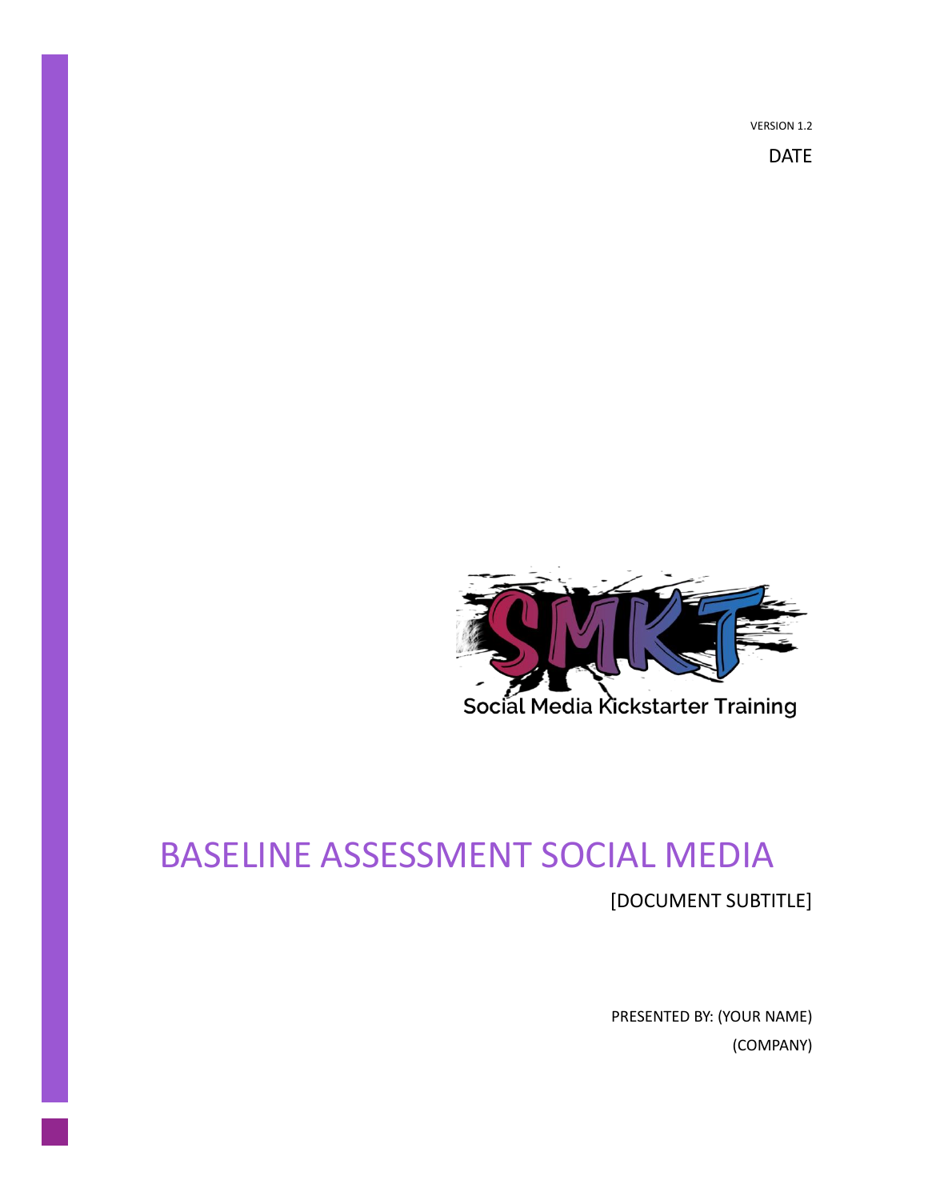VERSION 1.2

DATE

SMKT

Social Media Kickstarter Training

# BASELINE ASSESSMENT SOCIAL MEDIA

[DOCUMENT SUBTITLE]

PRESENTED BY: (YOUR NAME)

(COMPANY)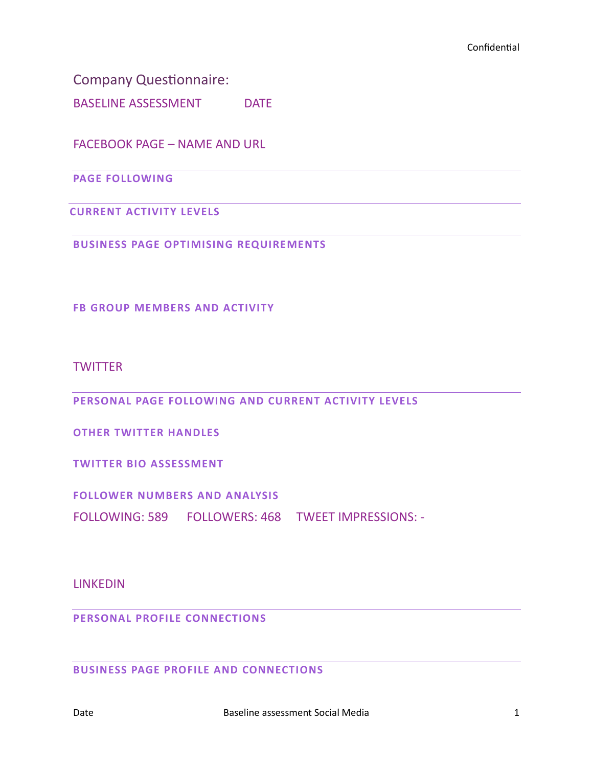Company Questionnaire:

BASELINE ASSESSMENT DATE

## FACEBOOK PAGE – NAME AND URL

### PAGE FOLLOWING

### CURRENT ACTIVITY LEVELS

### BUSINESS PAGE OPTIMISING REQUIREMENTS

### FB GROUP MEMBERS AND ACTIVITY

## TWITTER

### PERSONAL PAGE FOLLOWING AND CURRENT ACTIVITY LEVELS

### OTHER TWITTER HANDLES

### TWITTER BIO ASSESSMENT

### FOLLOWER NUMBERS AND ANALYSIS

FOLLOWING: 589 FOLLOWERS: 468 TWEET IMPRESSIONS: -

## LINKEDIN

### PERSONAL PROFILE CONNECTIONS

### BUSINESS PAGE PROFILE AND CONNECTIONS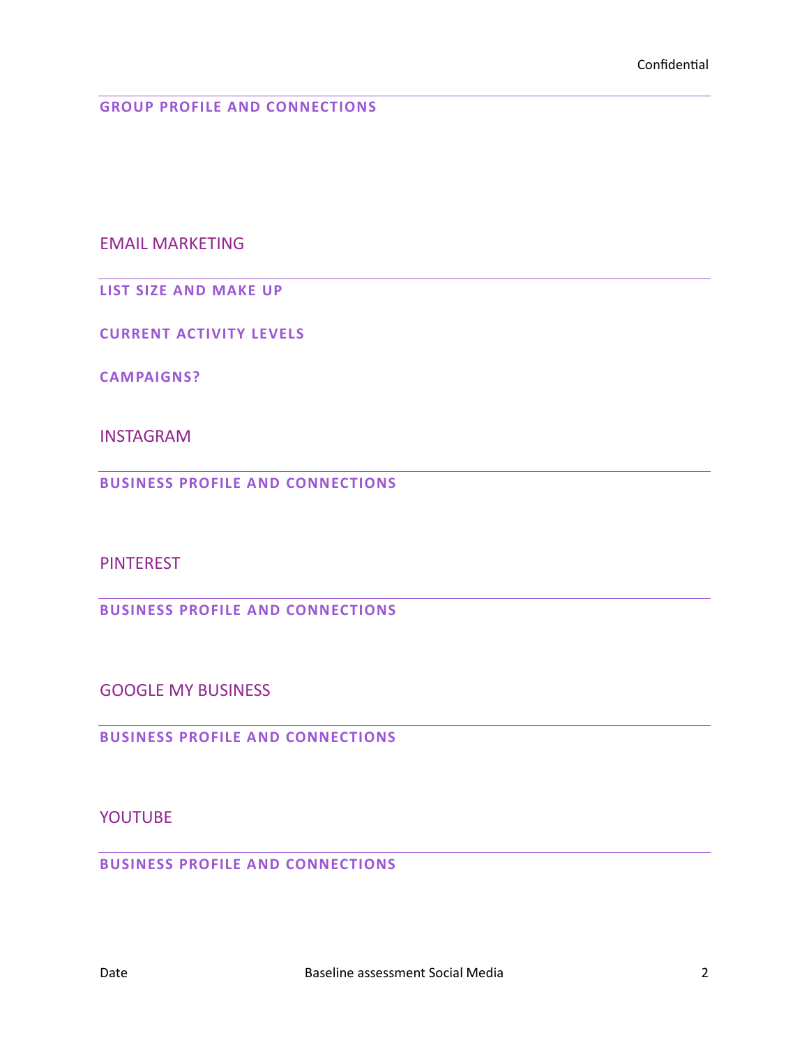### GROUP PROFILE AND CONNECTIONS

## EMAIL MARKETING

### LIST SIZE AND MAKE UP

### CURRENT ACTIVITY LEVELS

### CAMPAIGNS?

## INSTAGRAM

### BUSINESS PROFILE AND CONNECTIONS

## PINTEREST

### BUSINESS PROFILE AND CONNECTIONS

## GOOGLE MY BUSINESS

### BUSINESS PROFILE AND CONNECTIONS

## YOUTUBE

### BUSINESS PROFILE AND CONNECTIONS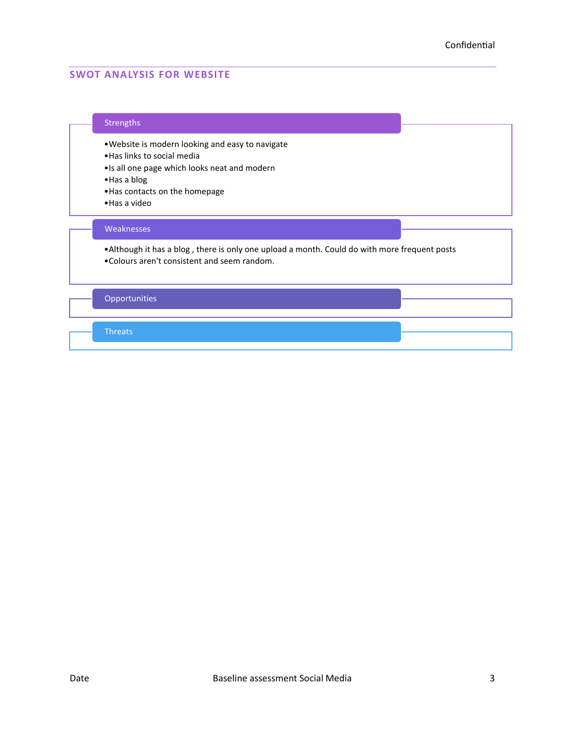## SWOT ANALYSIS FOR WEBSITE

### Strengths

- Website is modern looking and easy to navigate
- Has links to social media
- Is all one page which looks neat and modern
- Has a blog
- Has contacts on the homepage
- Has a video

### Weaknesses

- Although it has a blog , there is only one upload a month. Could do with more frequent posts
- Colours aren't consistent and seem random.

### Opportunities

### Threats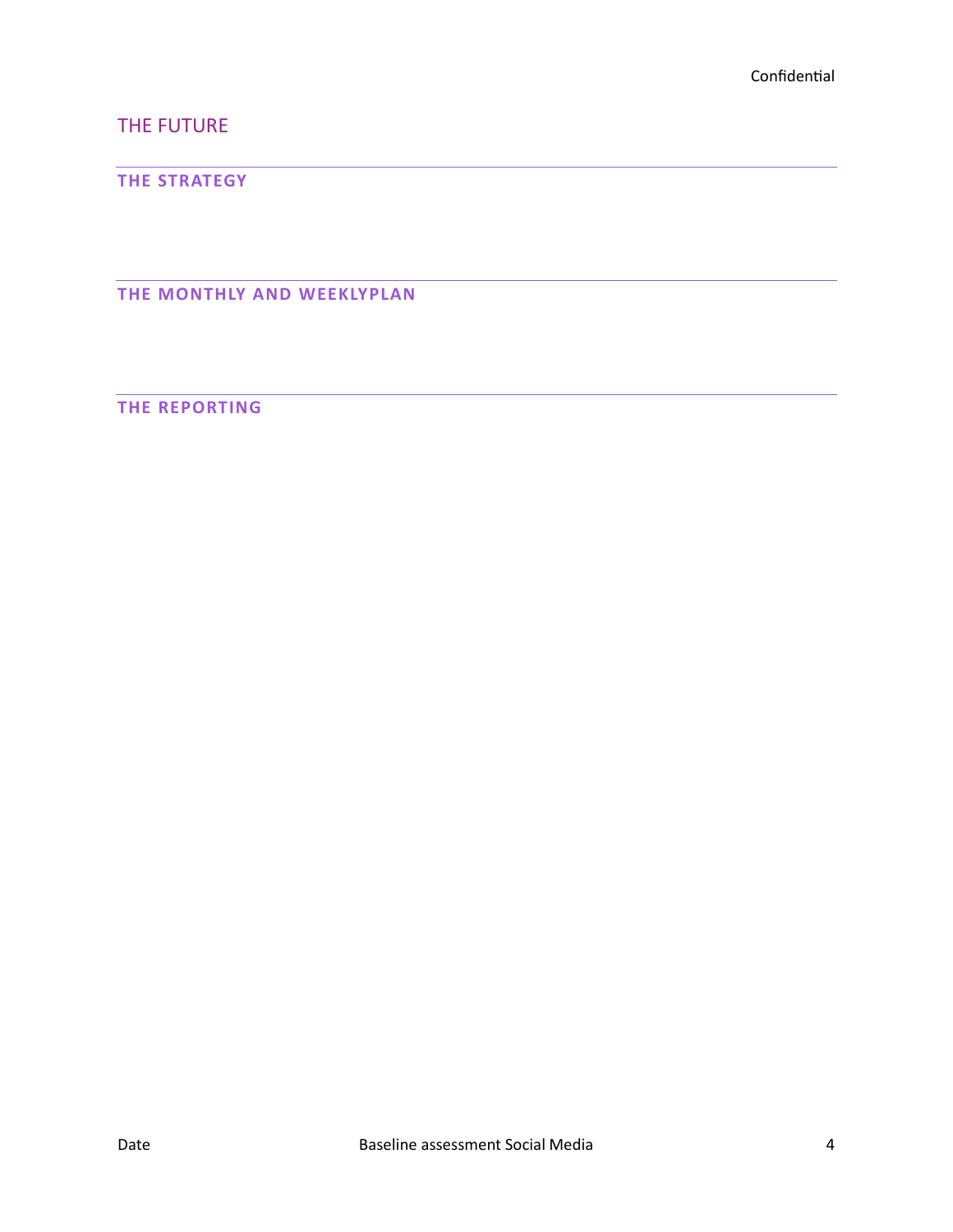# THE FUTURE

## THE STRATEGY

## THE MONTHLY AND WEEKLYPLAN

## THE REPORTING